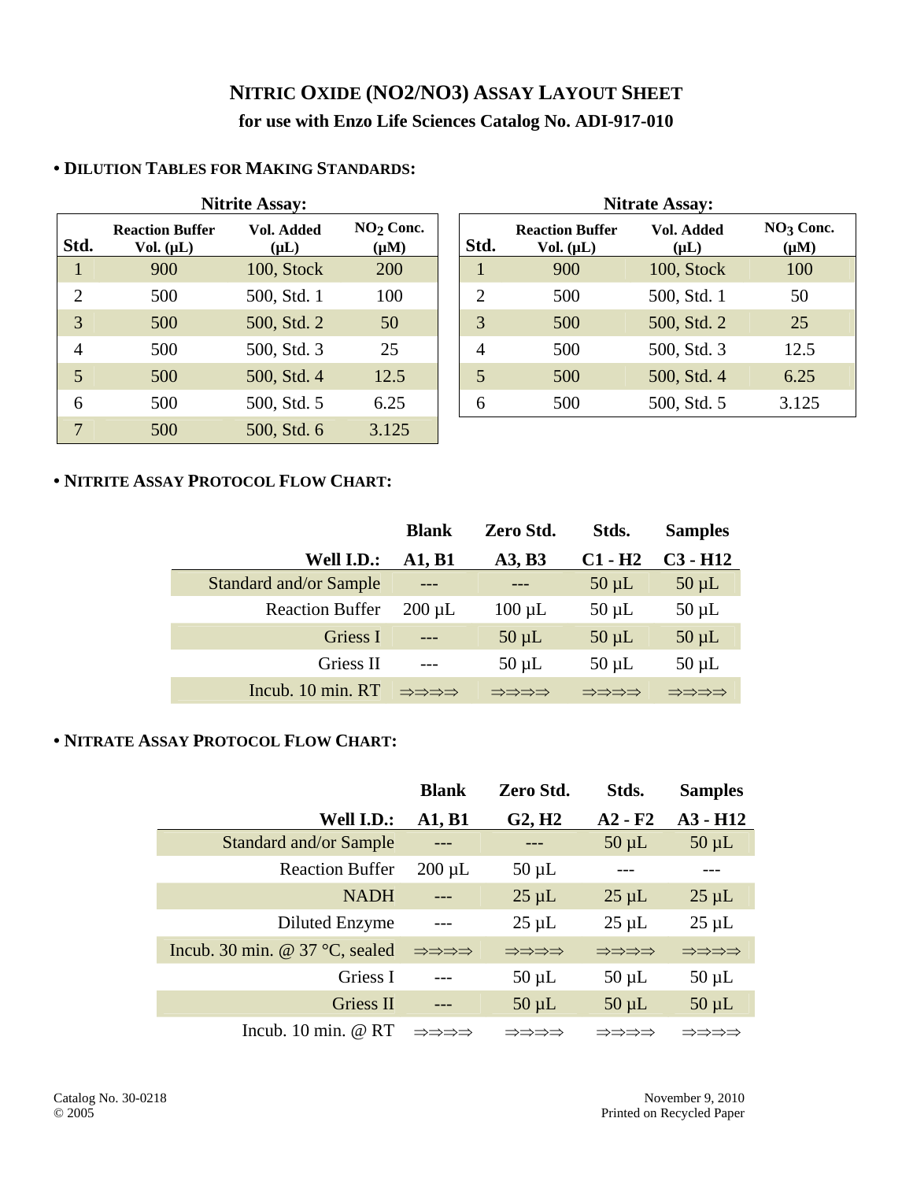# NITRIC OXIDE (NO2/NO3) ASSAY LAYOUT SHEET

## for use with Enzo Life Sciences Catalog No. ADI-917-010

### • DILUTION TABLES FOR MAKING STANDARDS:

**Nitrite Assay:**

| Std. | Reaction Buffer Vol. (µL) | Vol. Added (µL) | $NO_2$ Conc. (µM) |
|---|---|---|---|
| 1 | 900 | 100, Stock | 200 |
| 2 | 500 | 500, Std. 1 | 100 |
| 3 | 500 | 500, Std. 2 | 50 |
| 4 | 500 | 500, Std. 3 | 25 |
| 5 | 500 | 500, Std. 4 | 12.5 |
| 6 | 500 | 500, Std. 5 | 6.25 |
| 7 | 500 | 500, Std. 6 | 3.125 |

**Nitrate Assay:**

| Std. | Reaction Buffer Vol. (µL) | Vol. Added (µL) | $NO_3$ Conc. (µM) |
|---|---|---|---|
| 1 | 900 | 100, Stock | 100 |
| 2 | 500 | 500, Std. 1 | 50 |
| 3 | 500 | 500, Std. 2 | 25 |
| 4 | 500 | 500, Std. 3 | 12.5 |
| 5 | 500 | 500, Std. 4 | 6.25 |
| 6 | 500 | 500, Std. 5 | 3.125 |

### • NITRITE ASSAY PROTOCOL FLOW CHART:

| | Blank | Zero Std. | Stds. | Samples |
|---|---|---|---|---|
| **Well I.D.:** | **A1, B1** | **A3, B3** | **C1 - H2** | **C3 - H12** |
| Standard and/or Sample | --- | --- | 50 µL | 50 µL |
| Reaction Buffer | 200 µL | 100 µL | 50 µL | 50 µL |
| Griess I | --- | 50 µL | 50 µL | 50 µL |
| Griess II | --- | 50 µL | 50 µL | 50 µL |
| Incub. 10 min. RT | ⇒⇒⇒⇒ | ⇒⇒⇒⇒ | ⇒⇒⇒⇒ | ⇒⇒⇒⇒ |

### • NITRATE ASSAY PROTOCOL FLOW CHART:

| | Blank | Zero Std. | Stds. | Samples |
|---|---|---|---|---|
| **Well I.D.:** | **A1, B1** | **G2, H2** | **A2 - F2** | **A3 - H12** |
| Standard and/or Sample | --- | --- | 50 µL | 50 µL |
| Reaction Buffer | 200 µL | 50 µL | --- | --- |
| NADH | --- | 25 µL | 25 µL | 25 µL |
| Diluted Enzyme | --- | 25 µL | 25 µL | 25 µL |
| Incub. 30 min. @ 37 °C, sealed | ⇒⇒⇒⇒ | ⇒⇒⇒⇒ | ⇒⇒⇒⇒ | ⇒⇒⇒⇒ |
| Griess I | --- | 50 µL | 50 µL | 50 µL |
| Griess II | --- | 50 µL | 50 µL | 50 µL |
| Incub. 10 min. @ RT | ⇒⇒⇒⇒ | ⇒⇒⇒⇒ | ⇒⇒⇒⇒ | ⇒⇒⇒⇒ |

Catalog No. 30-0218
© 2005

November 9, 2010
Printed on Recycled Paper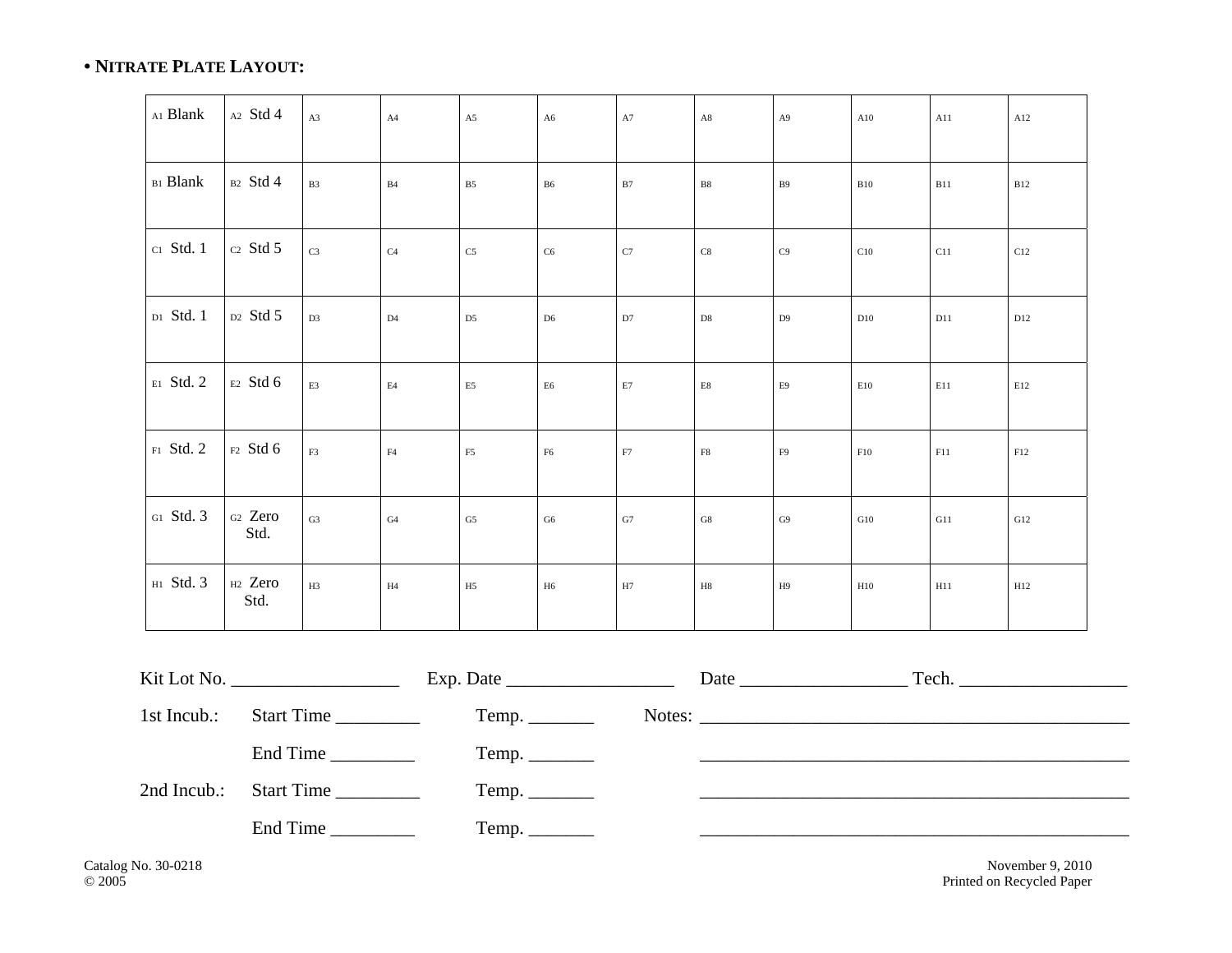• **NITRATE PLATE LAYOUT:**

| | | | | | | | | | | | |
|---|---|---|---|---|---|---|---|---|---|---|---|
| A1 Blank | A2 Std 4 | A3 | A4 | A5 | A6 | A7 | A8 | A9 | A10 | A11 | A12 |
| B1 Blank | B2 Std 4 | B3 | B4 | B5 | B6 | B7 | B8 | B9 | B10 | B11 | B12 |
| C1 Std. 1 | C2 Std 5 | C3 | C4 | C5 | C6 | C7 | C8 | C9 | C10 | C11 | C12 |
| D1 Std. 1 | D2 Std 5 | D3 | D4 | D5 | D6 | D7 | D8 | D9 | D10 | D11 | D12 |
| E1 Std. 2 | E2 Std 6 | E3 | E4 | E5 | E6 | E7 | E8 | E9 | E10 | E11 | E12 |
| F1 Std. 2 | F2 Std 6 | F3 | F4 | F5 | F6 | F7 | F8 | F9 | F10 | F11 | F12 |
| G1 Std. 3 | G2 Zero Std. | G3 | G4 | G5 | G6 | G7 | G8 | G9 | G10 | G11 | G12 |
| H1 Std. 3 | H2 Zero Std. | H3 | H4 | H5 | H6 | H7 | H8 | H9 | H10 | H11 | H12 |

Kit Lot No. _________________ Exp. Date _________________ Date _________________ Tech. _________________

1st Incub.: Start Time _________ Temp. _______ Notes: _______________________________________________

End Time _________ Temp. _______ _______________________________________________

2nd Incub.: Start Time _________ Temp. _______ _______________________________________________

End Time _________ Temp. _______ _______________________________________________

Catalog No. 30-0218
© 2005

November 9, 2010
Printed on Recycled Paper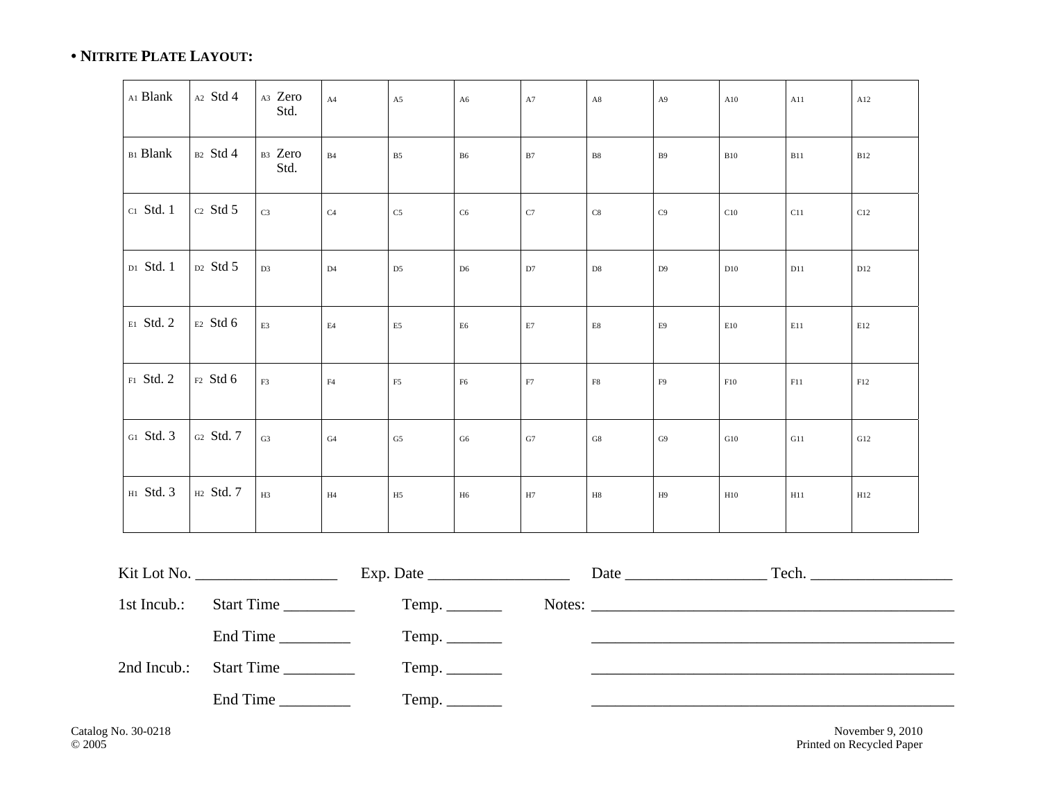• **NITRITE PLATE LAYOUT:**

| | | | | | | | | | | | |
|---|---|---|---|---|---|---|---|---|---|---|---|
| A1 Blank | A2 Std 4 | A3 Zero Std. | A4 | A5 | A6 | A7 | A8 | A9 | A10 | A11 | A12 |
| B1 Blank | B2 Std 4 | B3 Zero Std. | B4 | B5 | B6 | B7 | B8 | B9 | B10 | B11 | B12 |
| C1 Std. 1 | C2 Std 5 | C3 | C4 | C5 | C6 | C7 | C8 | C9 | C10 | C11 | C12 |
| D1 Std. 1 | D2 Std 5 | D3 | D4 | D5 | D6 | D7 | D8 | D9 | D10 | D11 | D12 |
| E1 Std. 2 | E2 Std 6 | E3 | E4 | E5 | E6 | E7 | E8 | E9 | E10 | E11 | E12 |
| F1 Std. 2 | F2 Std 6 | F3 | F4 | F5 | F6 | F7 | F8 | F9 | F10 | F11 | F12 |
| G1 Std. 3 | G2 Std. 7 | G3 | G4 | G5 | G6 | G7 | G8 | G9 | G10 | G11 | G12 |
| H1 Std. 3 | H2 Std. 7 | H3 | H4 | H5 | H6 | H7 | H8 | H9 | H10 | H11 | H12 |

Kit Lot No. _________________ Exp. Date _________________ Date _________________ Tech. _________________

1st Incub.: Start Time _________ Temp. _______ Notes: _______________________________________________

End Time _________ Temp. _______ _______________________________________________

2nd Incub.: Start Time _________ Temp. _______ _______________________________________________

End Time _________ Temp. _______ _______________________________________________

Catalog No. 30-0218
© 2005

November 9, 2010
Printed on Recycled Paper